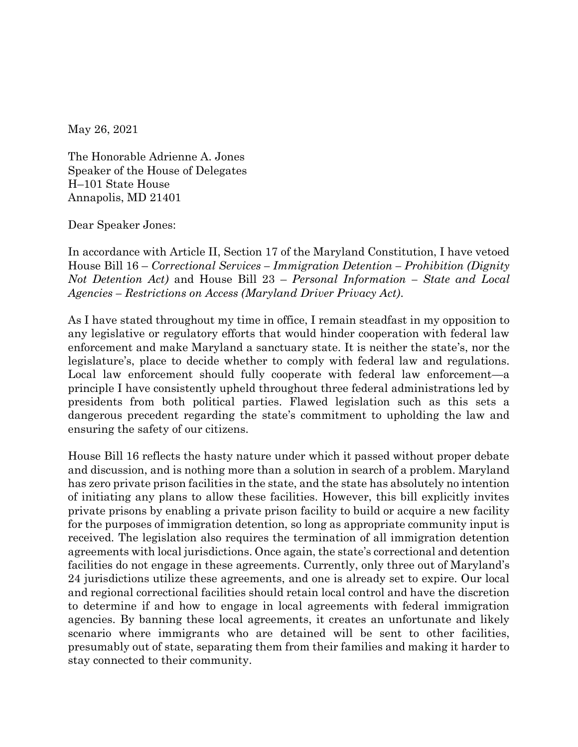May 26, 2021

The Honorable Adrienne A. Jones
Speaker of the House of Delegates
H–101 State House
Annapolis, MD 21401

Dear Speaker Jones:

In accordance with Article II, Section 17 of the Maryland Constitution, I have vetoed House Bill 16 – *Correctional Services – Immigration Detention – Prohibition (Dignity Not Detention Act)* and House Bill 23 – *Personal Information – State and Local Agencies – Restrictions on Access (Maryland Driver Privacy Act)*.

As I have stated throughout my time in office, I remain steadfast in my opposition to any legislative or regulatory efforts that would hinder cooperation with federal law enforcement and make Maryland a sanctuary state. It is neither the state's, nor the legislature's, place to decide whether to comply with federal law and regulations. Local law enforcement should fully cooperate with federal law enforcement—a principle I have consistently upheld throughout three federal administrations led by presidents from both political parties. Flawed legislation such as this sets a dangerous precedent regarding the state's commitment to upholding the law and ensuring the safety of our citizens.

House Bill 16 reflects the hasty nature under which it passed without proper debate and discussion, and is nothing more than a solution in search of a problem. Maryland has zero private prison facilities in the state, and the state has absolutely no intention of initiating any plans to allow these facilities. However, this bill explicitly invites private prisons by enabling a private prison facility to build or acquire a new facility for the purposes of immigration detention, so long as appropriate community input is received. The legislation also requires the termination of all immigration detention agreements with local jurisdictions. Once again, the state's correctional and detention facilities do not engage in these agreements. Currently, only three out of Maryland's 24 jurisdictions utilize these agreements, and one is already set to expire. Our local and regional correctional facilities should retain local control and have the discretion to determine if and how to engage in local agreements with federal immigration agencies. By banning these local agreements, it creates an unfortunate and likely scenario where immigrants who are detained will be sent to other facilities, presumably out of state, separating them from their families and making it harder to stay connected to their community.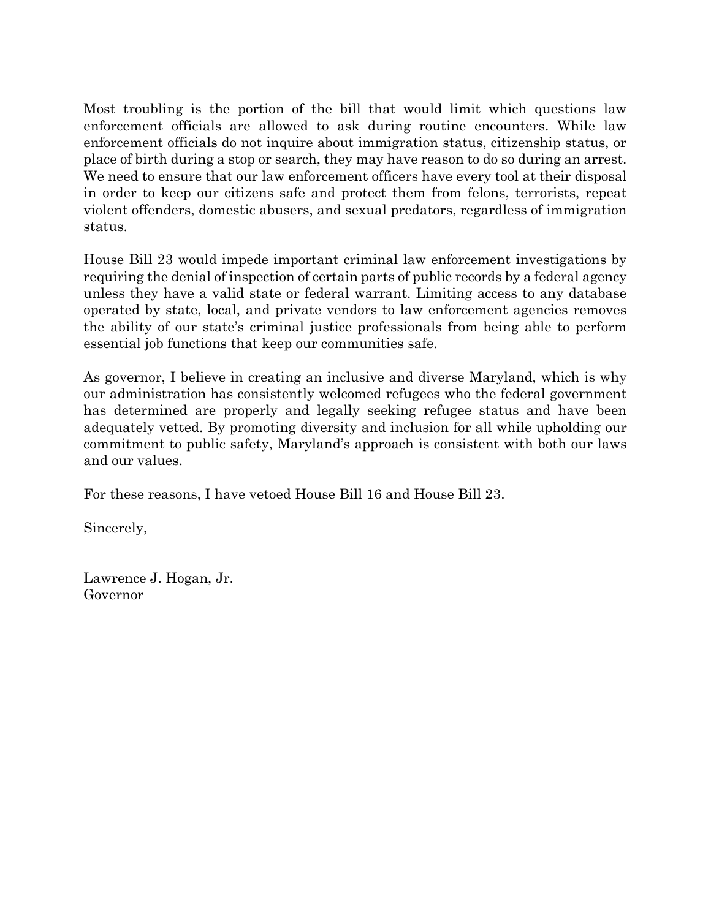Most troubling is the portion of the bill that would limit which questions law enforcement officials are allowed to ask during routine encounters. While law enforcement officials do not inquire about immigration status, citizenship status, or place of birth during a stop or search, they may have reason to do so during an arrest. We need to ensure that our law enforcement officers have every tool at their disposal in order to keep our citizens safe and protect them from felons, terrorists, repeat violent offenders, domestic abusers, and sexual predators, regardless of immigration status.

House Bill 23 would impede important criminal law enforcement investigations by requiring the denial of inspection of certain parts of public records by a federal agency unless they have a valid state or federal warrant. Limiting access to any database operated by state, local, and private vendors to law enforcement agencies removes the ability of our state's criminal justice professionals from being able to perform essential job functions that keep our communities safe.

As governor, I believe in creating an inclusive and diverse Maryland, which is why our administration has consistently welcomed refugees who the federal government has determined are properly and legally seeking refugee status and have been adequately vetted. By promoting diversity and inclusion for all while upholding our commitment to public safety, Maryland's approach is consistent with both our laws and our values.

For these reasons, I have vetoed House Bill 16 and House Bill 23.

Sincerely,

Lawrence J. Hogan, Jr.
Governor